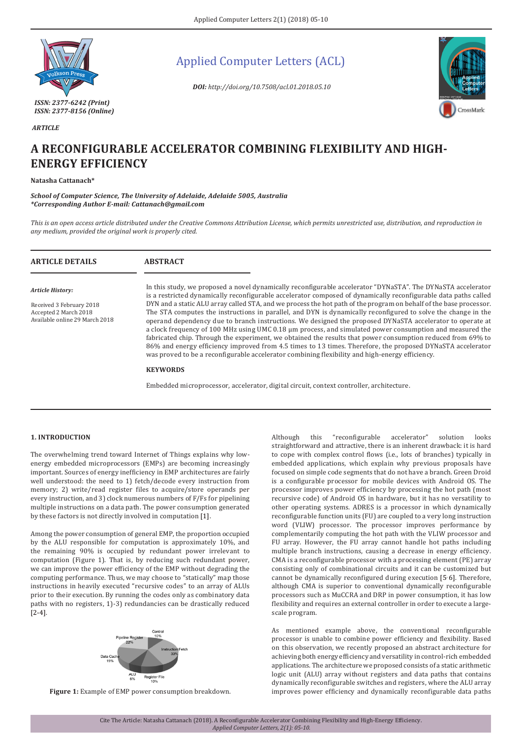*ISSN: 2377-6242 (Print)*
*ISSN: 2377-8156 (Online)*

# Applied Computer Letters (ACL)

***DOI:** http://doi.org/10.7508/acl.01.2018.05.10*

*ARTICLE*

# A RECONFIGURABLE ACCELERATOR COMBINING FLEXIBILITY AND HIGH-ENERGY EFFICIENCY

**Natasha Cattanach***

***School of Computer Science, The University of Adelaide, Adelaide 5005, Australia***
***\*Corresponding Author E-mail: Cattanach@gmail.com***

*This is an open access article distributed under the Creative Commons Attribution License, which permits unrestricted use, distribution, and reproduction in any medium, provided the original work is properly cited.*

## ARTICLE DETAILS

*Article History:*

Received 3 February 2018
Accepted 2 March 2018
Available online 29 March 2018

## ABSTRACT

In this study, we proposed a novel dynamically reconfigurable accelerator "DYNaSTA". The DYNaSTA accelerator is a restricted dynamically reconfigurable accelerator composed of dynamically reconfigurable data paths called DYN and a static ALU array called STA, and we process the hot path of the program on behalf of the base processor. The STA computes the instructions in parallel, and DYN is dynamically reconfigured to solve the change in the operand dependency due to branch instructions. We designed the proposed DYNaSTA accelerator to operate at a clock frequency of 100 MHz using UMC 0.18 μm process, and simulated power consumption and measured the fabricated chip. Through the experiment, we obtained the results that power consumption reduced from 69% to 86% and energy efficiency improved from 4.5 times to 13 times. Therefore, the proposed DYNaSTA accelerator was proved to be a reconfigurable accelerator combining flexibility and high-energy efficiency.

### KEYWORDS

Embedded microprocessor, accelerator, digital circuit, context controller, architecture.

## 1. INTRODUCTION

The overwhelming trend toward Internet of Things explains why low-energy embedded microprocessors (EMPs) are becoming increasingly important. Sources of energy inefficiency in EMP architectures are fairly well understood: the need to 1) fetch/decode every instruction from memory; 2) write/read register files to acquire/store operands per every instruction, and 3) clock numerous numbers of F/Fs for pipelining multiple instructions on a data path. The power consumption generated by these factors is not directly involved in computation [1].

Among the power consumption of general EMP, the proportion occupied by the ALU responsible for computation is approximately 10%, and the remaining 90% is occupied by redundant power irrelevant to computation (Figure 1). That is, by reducing such redundant power, we can improve the power efficiency of the EMP without degrading the computing performance. Thus, we may choose to "statically" map those instructions in heavily executed "recursive codes" to an array of ALUs prior to their execution. By running the codes only as combinatory data paths with no registers, 1)-3) redundancies can be drastically reduced [2-4].

**Figure 1:** Example of EMP power consumption breakdown.

Although this "reconfigurable accelerator" solution looks straightforward and attractive, there is an inherent drawback: it is hard to cope with complex control flows (i.e., lots of branches) typically in embedded applications, which explain why previous proposals have focused on simple code segments that do not have a branch. Green Droid is a configurable processor for mobile devices with Android OS. The processor improves power efficiency by processing the hot path (most recursive code) of Android OS in hardware, but it has no versatility to other operating systems. ADRES is a processor in which dynamically reconfigurable function units (FU) are coupled to a very long instruction word (VLIW) processor. The processor improves performance by complementarily computing the hot path with the VLIW processor and FU array. However, the FU array cannot handle hot paths including multiple branch instructions, causing a decrease in energy efficiency. CMA is a reconfigurable processor with a processing element (PE) array consisting only of combinational circuits and it can be customized but cannot be dynamically reconfigured during execution [5-6]. Therefore, although CMA is superior to conventional dynamically reconfigurable processors such as MuCCRA and DRP in power consumption, it has low flexibility and requires an external controller in order to execute a large-scale program.

As mentioned example above, the conventional reconfigurable processor is unable to combine power efficiency and flexibility. Based on this observation, we recently proposed an abstract architecture for achieving both energy efficiency and versatility in control-rich embedded applications. The architecture we proposed consists of a static arithmetic logic unit (ALU) array without registers and data paths that contains dynamically reconfigurable switches and registers, where the ALU array improves power efficiency and dynamically reconfigurable data paths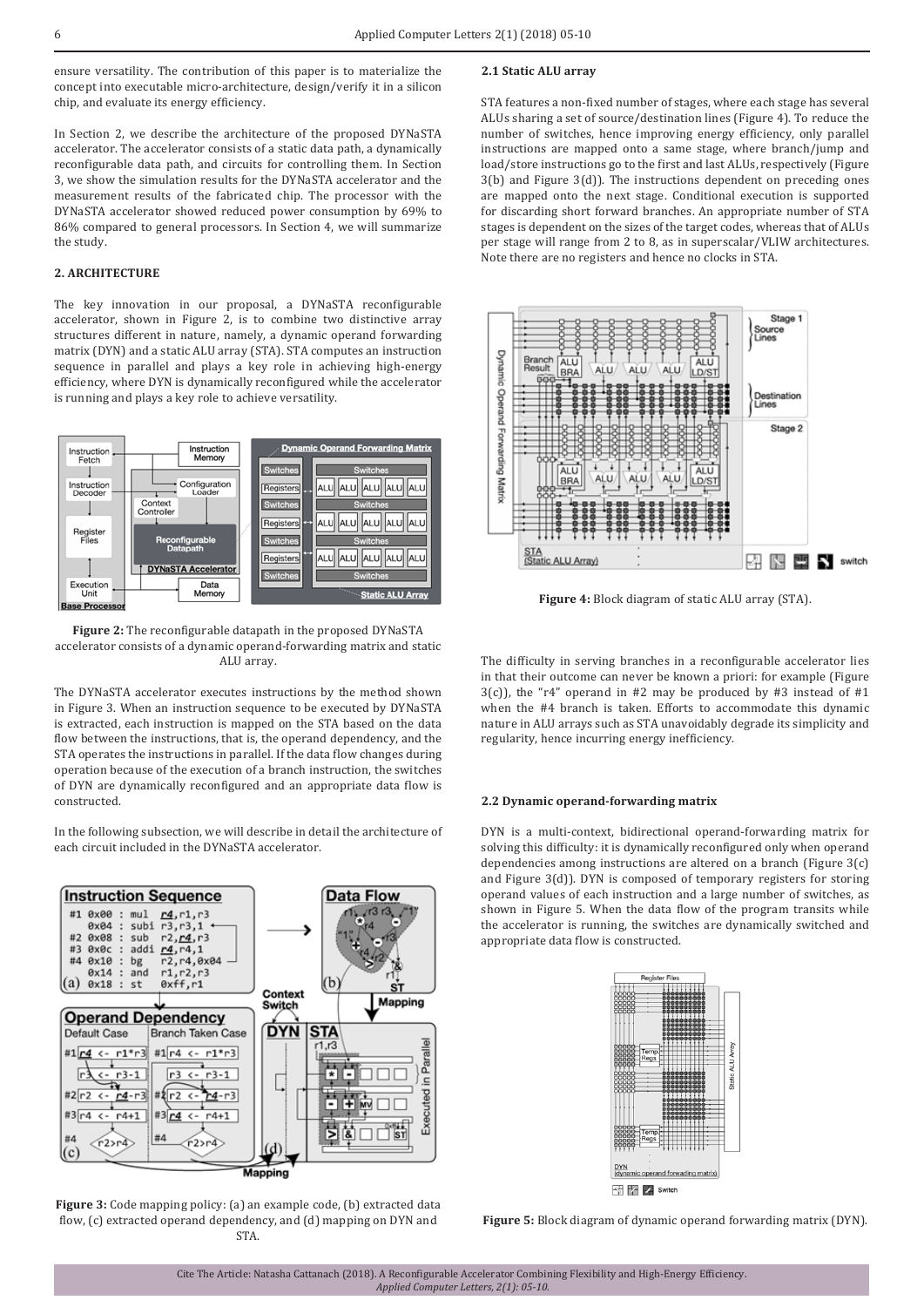ensure versatility. The contribution of this paper is to materialize the concept into executable micro-architecture, design/verify it in a silicon chip, and evaluate its energy efficiency.

In Section 2, we describe the architecture of the proposed DYNaSTA accelerator. The accelerator consists of a static data path, a dynamically reconfigurable data path, and circuits for controlling them. In Section 3, we show the simulation results for the DYNaSTA accelerator and the measurement results of the fabricated chip. The processor with the DYNaSTA accelerator showed reduced power consumption by 69% to 86% compared to general processors. In Section 4, we will summarize the study.

## 2. ARCHITECTURE

The key innovation in our proposal, a DYNaSTA reconfigurable accelerator, shown in Figure 2, is to combine two distinctive array structures different in nature, namely, a dynamic operand forwarding matrix (DYN) and a static ALU array (STA). STA computes an instruction sequence in parallel and plays a key role in achieving high-energy efficiency, where DYN is dynamically reconfigured while the accelerator is running and plays a key role to achieve versatility.

**Figure 2:** The reconfigurable datapath in the proposed DYNaSTA accelerator consists of a dynamic operand-forwarding matrix and static ALU array.

The DYNaSTA accelerator executes instructions by the method shown in Figure 3. When an instruction sequence to be executed by DYNaSTA is extracted, each instruction is mapped on the STA based on the data flow between the instructions, that is, the operand dependency, and the STA operates the instructions in parallel. If the data flow changes during operation because of the execution of a branch instruction, the switches of DYN are dynamically reconfigured and an appropriate data flow is constructed.

In the following subsection, we will describe in detail the architecture of each circuit included in the DYNaSTA accelerator.

**Figure 3:** Code mapping policy: (a) an example code, (b) extracted data flow, (c) extracted operand dependency, and (d) mapping on DYN and STA.

### 2.1 Static ALU array

STA features a non-fixed number of stages, where each stage has several ALUs sharing a set of source/destination lines (Figure 4). To reduce the number of switches, hence improving energy efficiency, only parallel instructions are mapped onto a same stage, where branch/jump and load/store instructions go to the first and last ALUs, respectively (Figure 3(b) and Figure 3(d)). The instructions dependent on preceding ones are mapped onto the next stage. Conditional execution is supported for discarding short forward branches. An appropriate number of STA stages is dependent on the sizes of the target codes, whereas that of ALUs per stage will range from 2 to 8, as in superscalar/VLIW architectures. Note there are no registers and hence no clocks in STA.

**Figure 4:** Block diagram of static ALU array (STA).

The difficulty in serving branches in a reconfigurable accelerator lies in that their outcome can never be known a priori: for example (Figure 3(c)), the "r4" operand in #2 may be produced by #3 instead of #1 when the #4 branch is taken. Efforts to accommodate this dynamic nature in ALU arrays such as STA unavoidably degrade its simplicity and regularity, hence incurring energy inefficiency.

### 2.2 Dynamic operand-forwarding matrix

DYN is a multi-context, bidirectional operand-forwarding matrix for solving this difficulty: it is dynamically reconfigured only when operand dependencies among instructions are altered on a branch (Figure 3(c) and Figure 3(d)). DYN is composed of temporary registers for storing operand values of each instruction and a large number of switches, as shown in Figure 5. When the data flow of the program transits while the accelerator is running, the switches are dynamically switched and appropriate data flow is constructed.

**Figure 5:** Block diagram of dynamic operand forwarding matrix (DYN).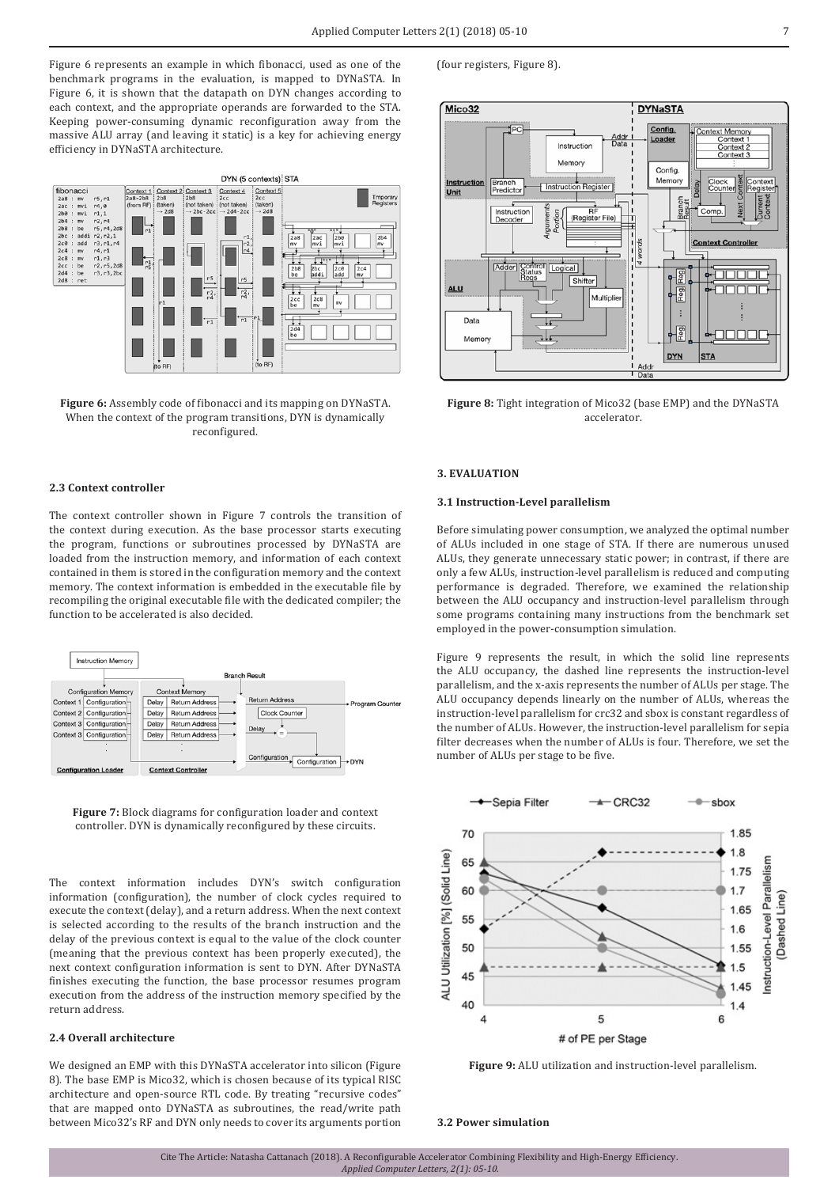Figure 6 represents an example in which fibonacci, used as one of the benchmark programs in the evaluation, is mapped to DYNaSTA. In Figure 6, it is shown that the datapath on DYN changes according to each context, and the appropriate operands are forwarded to the STA. Keeping power-consuming dynamic reconfiguration away from the massive ALU array (and leaving it static) is a key for achieving energy efficiency in DYNaSTA architecture.

**Figure 6:** Assembly code of fibonacci and its mapping on DYNaSTA. When the context of the program transitions, DYN is dynamically reconfigured.

### 2.3 Context controller

The context controller shown in Figure 7 controls the transition of the context during execution. As the base processor starts executing the program, functions or subroutines processed by DYNaSTA are loaded from the instruction memory, and information of each context contained in them is stored in the configuration memory and the context memory. The context information is embedded in the executable file by recompiling the original executable file with the dedicated compiler; the function to be accelerated is also decided.

**Figure 7:** Block diagrams for configuration loader and context controller. DYN is dynamically reconfigured by these circuits.

The context information includes DYN's switch configuration information (configuration), the number of clock cycles required to execute the context (delay), and a return address. When the next context is selected according to the results of the branch instruction and the delay of the previous context is equal to the value of the clock counter (meaning that the previous context has been properly executed), the next context configuration information is sent to DYN. After DYNaSTA finishes executing the function, the base processor resumes program execution from the address of the instruction memory specified by the return address.

### 2.4 Overall architecture

We designed an EMP with this DYNaSTA accelerator into silicon (Figure 8). The base EMP is Mico32, which is chosen because of its typical RISC architecture and open-source RTL code. By treating "recursive codes" that are mapped onto DYNaSTA as subroutines, the read/write path between Mico32's RF and DYN only needs to cover its arguments portion (four registers, Figure 8).

**Figure 8:** Tight integration of Mico32 (base EMP) and the DYNaSTA accelerator.

## 3. EVALUATION

### 3.1 Instruction-Level parallelism

Before simulating power consumption, we analyzed the optimal number of ALUs included in one stage of STA. If there are numerous unused ALUs, they generate unnecessary static power; in contrast, if there are only a few ALUs, instruction-level parallelism is reduced and computing performance is degraded. Therefore, we examined the relationship between the ALU occupancy and instruction-level parallelism through some programs containing many instructions from the benchmark set employed in the power-consumption simulation.

Figure 9 represents the result, in which the solid line represents the ALU occupancy, the dashed line represents the instruction-level parallelism, and the x-axis represents the number of ALUs per stage. The ALU occupancy depends linearly on the number of ALUs, whereas the instruction-level parallelism for crc32 and sbox is constant regardless of the number of ALUs. However, the instruction-level parallelism for sepia filter decreases when the number of ALUs is four. Therefore, we set the number of ALUs per stage to be five.

**Figure 9:** ALU utilization and instruction-level parallelism.

### 3.2 Power simulation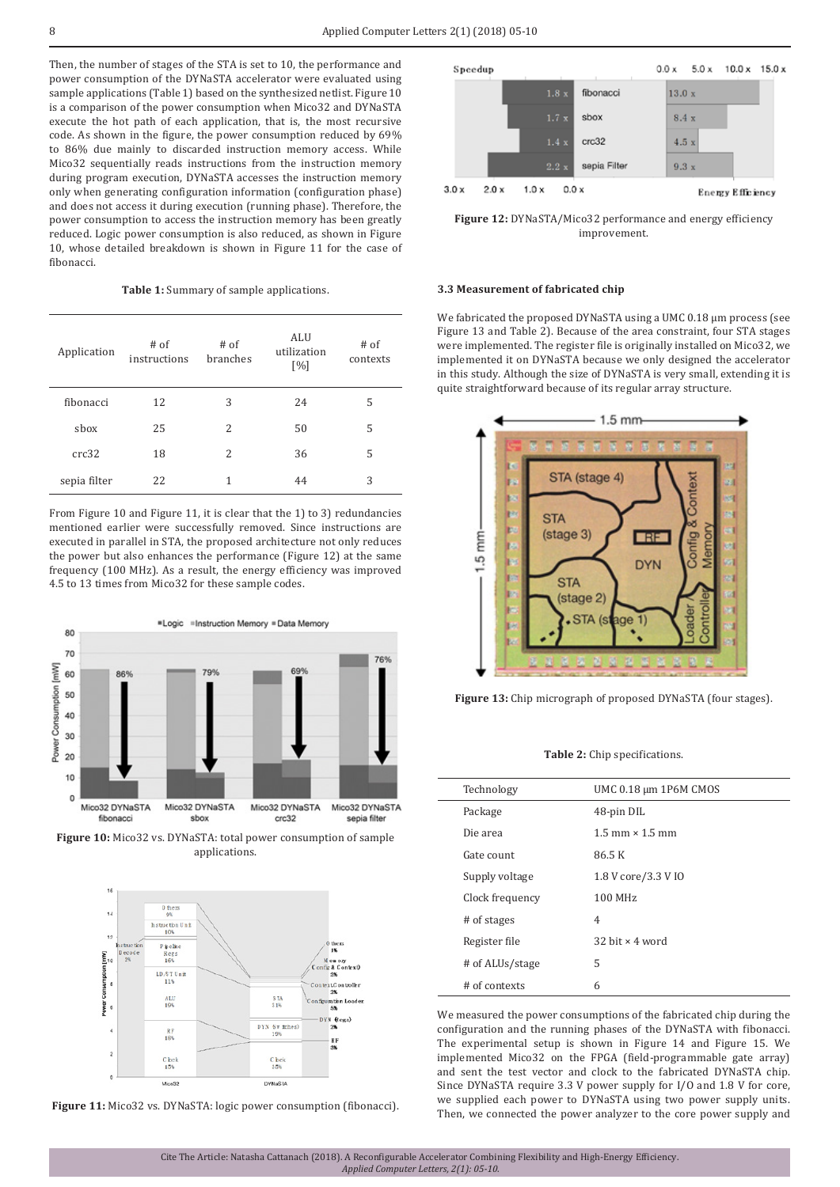Then, the number of stages of the STA is set to 10, the performance and power consumption of the DYNaSTA accelerator were evaluated using sample applications (Table 1) based on the synthesized netlist. Figure 10 is a comparison of the power consumption when Mico32 and DYNaSTA execute the hot path of each application, that is, the most recursive code. As shown in the figure, the power consumption reduced by 69% to 86% due mainly to discarded instruction memory access. While Mico32 sequentially reads instructions from the instruction memory during program execution, DYNaSTA accesses the instruction memory only when generating configuration information (configuration phase) and does not access it during execution (running phase). Therefore, the power consumption to access the instruction memory has been greatly reduced. Logic power consumption is also reduced, as shown in Figure 10, whose detailed breakdown is shown in Figure 11 for the case of fibonacci.

**Table 1:** Summary of sample applications.

| Application | # of instructions | # of branches | ALU utilization [%] | # of contexts |
|---|---|---|---|---|
| fibonacci | 12 | 3 | 24 | 5 |
| sbox | 25 | 2 | 50 | 5 |
| crc32 | 18 | 2 | 36 | 5 |
| sepia filter | 22 | 1 | 44 | 3 |

From Figure 10 and Figure 11, it is clear that the 1) to 3) redundancies mentioned earlier were successfully removed. Since instructions are executed in parallel in STA, the proposed architecture not only reduces the power but also enhances the performance (Figure 12) at the same frequency (100 MHz). As a result, the energy efficiency was improved 4.5 to 13 times from Mico32 for these sample codes.

**Figure 10:** Mico32 vs. DYNaSTA: total power consumption of sample applications.

**Figure 11:** Mico32 vs. DYNaSTA: logic power consumption (fibonacci).

**Figure 12:** DYNaSTA/Mico32 performance and energy efficiency improvement.

### 3.3 Measurement of fabricated chip

We fabricated the proposed DYNaSTA using a UMC 0.18 µm process (see Figure 13 and Table 2). Because of the area constraint, four STA stages were implemented. The register file is originally installed on Mico32, we implemented it on DYNaSTA because we only designed the accelerator in this study. Although the size of DYNaSTA is very small, extending it is quite straightforward because of its regular array structure.

**Figure 13:** Chip micrograph of proposed DYNaSTA (four stages).

**Table 2:** Chip specifications.

| | |
|---|---|
| Technology | UMC 0.18 µm 1P6M CMOS |
| Package | 48-pin DIL |
| Die area | 1.5 mm × 1.5 mm |
| Gate count | 86.5 K |
| Supply voltage | 1.8 V core/3.3 V IO |
| Clock frequency | 100 MHz |
| # of stages | 4 |
| Register file | 32 bit × 4 word |
| # of ALUs/stage | 5 |
| # of contexts | 6 |

We measured the power consumptions of the fabricated chip during the configuration and the running phases of the DYNaSTA with fibonacci. The experimental setup is shown in Figure 14 and Figure 15. We implemented Mico32 on the FPGA (field-programmable gate array) and sent the test vector and clock to the fabricated DYNaSTA chip. Since DYNaSTA require 3.3 V power supply for I/O and 1.8 V for core, we supplied each power to DYNaSTA using two power supply units. Then, we connected the power analyzer to the core power supply and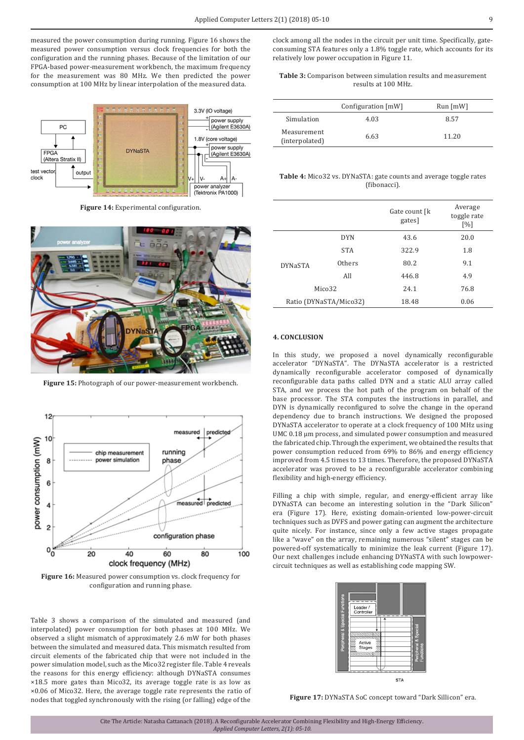measured the power consumption during running. Figure 16 shows the measured power consumption versus clock frequencies for both the configuration and the running phases. Because of the limitation of our FPGA-based power-measurement workbench, the maximum frequency for the measurement was 80 MHz. We then predicted the power consumption at 100 MHz by linear interpolation of the measured data.

**Figure 14:** Experimental configuration.

**Figure 15:** Photograph of our power-measurement workbench.

**Figure 16:** Measured power consumption vs. clock frequency for configuration and running phase.

Table 3 shows a comparison of the simulated and measured (and interpolated) power consumption for both phases at 100 MHz. We observed a slight mismatch of approximately 2.6 mW for both phases between the simulated and measured data. This mismatch resulted from circuit elements of the fabricated chip that were not included in the power simulation model, such as the Mico32 register file. Table 4 reveals the reasons for this energy efficiency: although DYNaSTA consumes ×18.5 more gates than Mico32, its average toggle rate is as low as ×0.06 of Mico32. Here, the average toggle rate represents the ratio of nodes that toggled synchronously with the rising (or falling) edge of the clock among all the nodes in the circuit per unit time. Specifically, gate-consuming STA features only a 1.8% toggle rate, which accounts for its relatively low power occupation in Figure 11.

**Table 3:** Comparison between simulation results and measurement results at 100 MHz.

| | Configuration [mW] | Run [mW] |
|---|---|---|
| Simulation | 4.03 | 8.57 |
| Measurement (interpolated) | 6.63 | 11.20 |

**Table 4:** Mico32 vs. DYNaSTA: gate counts and average toggle rates (fibonacci).

| | | Gate count [k gates] | Average toggle rate [%] |
|---|---|---|---|
| DYNaSTA | DYN | 43.6 | 20.0 |
| | STA | 322.9 | 1.8 |
| | Others | 80.2 | 9.1 |
| | All | 446.8 | 4.9 |
| Mico32 | | 24.1 | 76.8 |
| Ratio (DYNaSTA/Mico32) | | 18.48 | 0.06 |

## 4. CONCLUSION

In this study, we proposed a novel dynamically reconfigurable accelerator "DYNaSTA". The DYNaSTA accelerator is a restricted dynamically reconfigurable accelerator composed of dynamically reconfigurable data paths called DYN and a static ALU array called STA, and we process the hot path of the program on behalf of the base processor. The STA computes the instructions in parallel, and DYN is dynamically reconfigured to solve the change in the operand dependency due to branch instructions. We designed the proposed DYNaSTA accelerator to operate at a clock frequency of 100 MHz using UMC 0.18 µm process, and simulated power consumption and measured the fabricated chip. Through the experiment, we obtained the results that power consumption reduced from 69% to 86% and energy efficiency improved from 4.5 times to 13 times. Therefore, the proposed DYNaSTA accelerator was proved to be a reconfigurable accelerator combining flexibility and high-energy efficiency.

Filling a chip with simple, regular, and energy-efficient array like DYNaSTA can become an interesting solution in the "Dark Silicon" era (Figure 17). Here, existing domain-oriented low-power-circuit techniques such as DVFS and power gating can augment the architecture quite nicely. For instance, since only a few active stages propagate like a "wave" on the array, remaining numerous "silent" stages can be powered-off systematically to minimize the leak current (Figure 17). Our next challenges include enhancing DYNaSTA with such lowpower-circuit techniques as well as establishing code mapping SW.

**Figure 17:** DYNaSTA SoC concept toward "Dark Sillicon" era.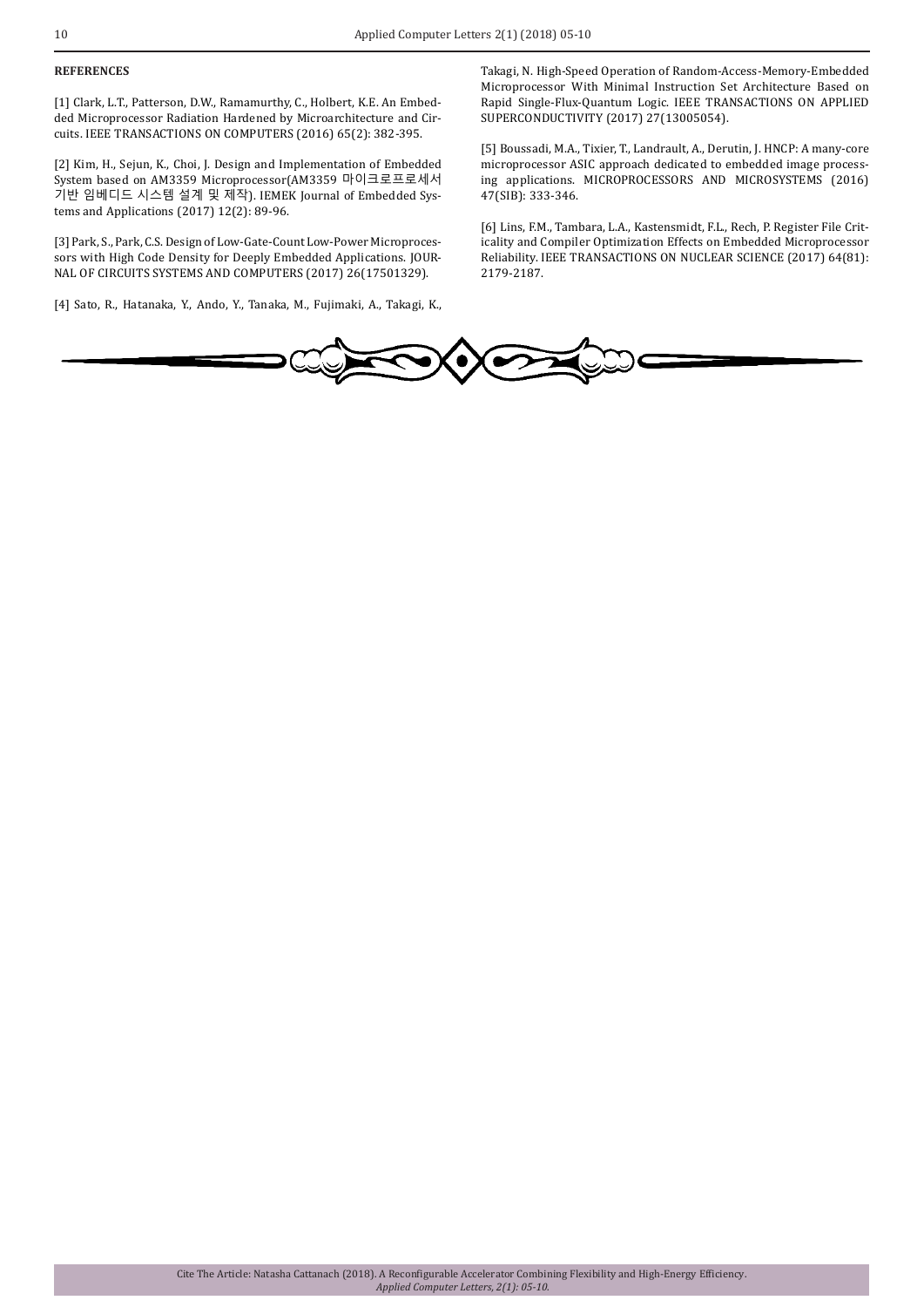**REFERENCES**

[1] Clark, L.T., Patterson, D.W., Ramamurthy, C., Holbert, K.E. An Embedded Microprocessor Radiation Hardened by Microarchitecture and Circuits. IEEE TRANSACTIONS ON COMPUTERS (2016) 65(2): 382-395.

[2] Kim, H., Sejun, K., Choi, J. Design and Implementation of Embedded System based on AM3359 Microprocessor(AM3359 마이크로프로세서 기반 임베디드 시스템 설계 및 제작). IEMEK Journal of Embedded Systems and Applications (2017) 12(2): 89-96.

[3] Park, S., Park, C.S. Design of Low-Gate-Count Low-Power Microprocessors with High Code Density for Deeply Embedded Applications. JOURNAL OF CIRCUITS SYSTEMS AND COMPUTERS (2017) 26(17501329).

[4] Sato, R., Hatanaka, Y., Ando, Y., Tanaka, M., Fujimaki, A., Takagi, K., Takagi, N. High-Speed Operation of Random-Access-Memory-Embedded Microprocessor With Minimal Instruction Set Architecture Based on Rapid Single-Flux-Quantum Logic. IEEE TRANSACTIONS ON APPLIED SUPERCONDUCTIVITY (2017) 27(13005054).

[5] Boussadi, M.A., Tixier, T., Landrault, A., Derutin, J. HNCP: A many-core microprocessor ASIC approach dedicated to embedded image processing applications. MICROPROCESSORS AND MICROSYSTEMS (2016) 47(SIB): 333-346.

[6] Lins, F.M., Tambara, L.A., Kastensmidt, F.L., Rech, P. Register File Criticality and Compiler Optimization Effects on Embedded Microprocessor Reliability. IEEE TRANSACTIONS ON NUCLEAR SCIENCE (2017) 64(81): 2179-2187.

Cite The Article: Natasha Cattanach (2018). A Reconfigurable Accelerator Combining Flexibility and High-Energy Efficiency. *Applied Computer Letters, 2(1): 05-10.*